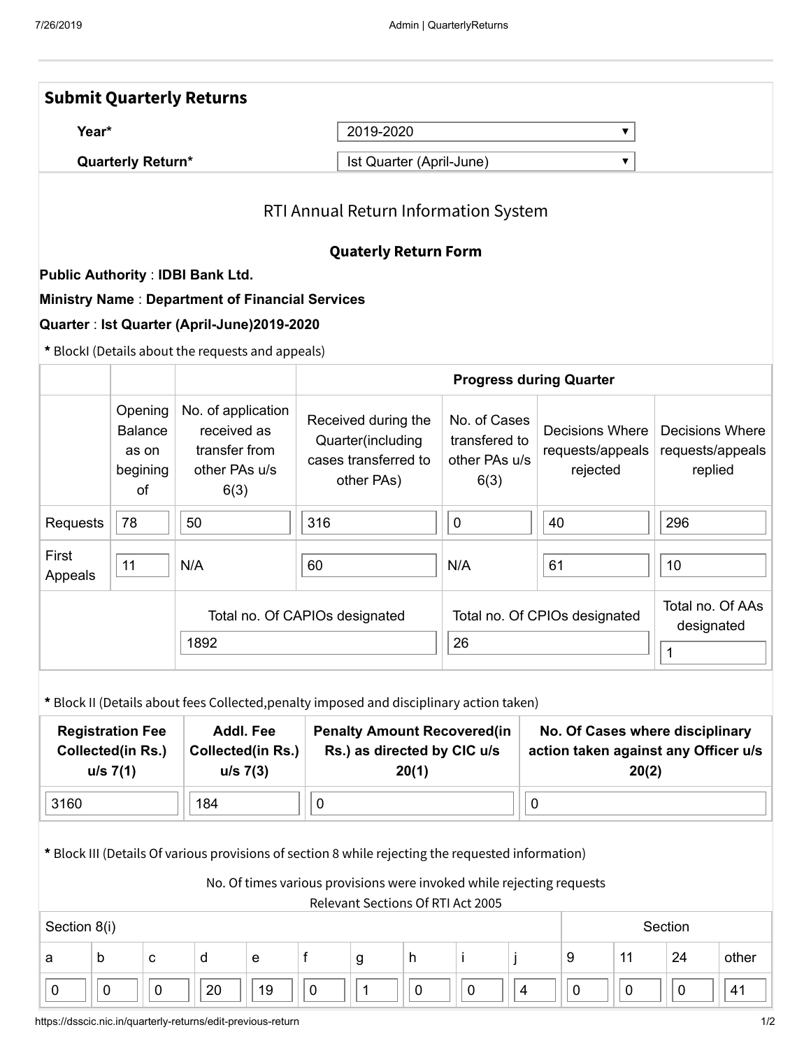## Submit Quarterly Returns

**Year*** 2019-2020

**Quarterly Return*** Ist Quarter (April-June)

### RTI Annual Return Information System

#### Quaterly Return Form

**Public Authority** : **IDBI Bank Ltd.**

**Ministry Name** : **Department of Financial Services**

**Quarter** : **Ist Quarter (April-June)2019-2020**

**\*** BlockI (Details about the requests and appeals)

| | | | Progress during Quarter | | | |
|---|---|---|---|---|---|---|
| | Opening Balance as on begining of | No. of application received as transfer from other PAs u/s 6(3) | Received during the Quarter(including cases transferred to other PAs) | No. of Cases transfered to other PAs u/s 6(3) | Decisions Where requests/appeals rejected | Decisions Where requests/appeals replied |
| Requests | 78 | 50 | 316 | 0 | 40 | 296 |
| First Appeals | 11 | N/A | 60 | N/A | 61 | 10 |
| | | Total no. Of CAPIOs designated | | Total no. Of CPIOs designated | | Total no. Of AAs designated |
| | | 1892 | | 26 | | 1 |

**\*** Block II (Details about fees Collected,penalty imposed and disciplinary action taken)

| Registration Fee Collected(in Rs.) u/s 7(1) | Addl. Fee Collected(in Rs.) u/s 7(3) | Penalty Amount Recovered(in Rs.) as directed by CIC u/s 20(1) | No. Of Cases where disciplinary action taken against any Officer u/s 20(2) |
|---|---|---|---|
| 3160 | 184 | 0 | 0 |

**\*** Block III (Details Of various provisions of section 8 while rejecting the requested information)

No. Of times various provisions were invoked while rejecting requests

Relevant Sections Of RTI Act 2005

| Section 8(i) | | | | | | | | | | Section | | | |
|---|---|---|---|---|---|---|---|---|---|---|---|---|---|
| a | b | c | d | e | f | g | h | i | j | 9 | 11 | 24 | other |
| 0 | 0 | 0 | 20 | 19 | 0 | 1 | 0 | 0 | 4 | 0 | 0 | 0 | 41 |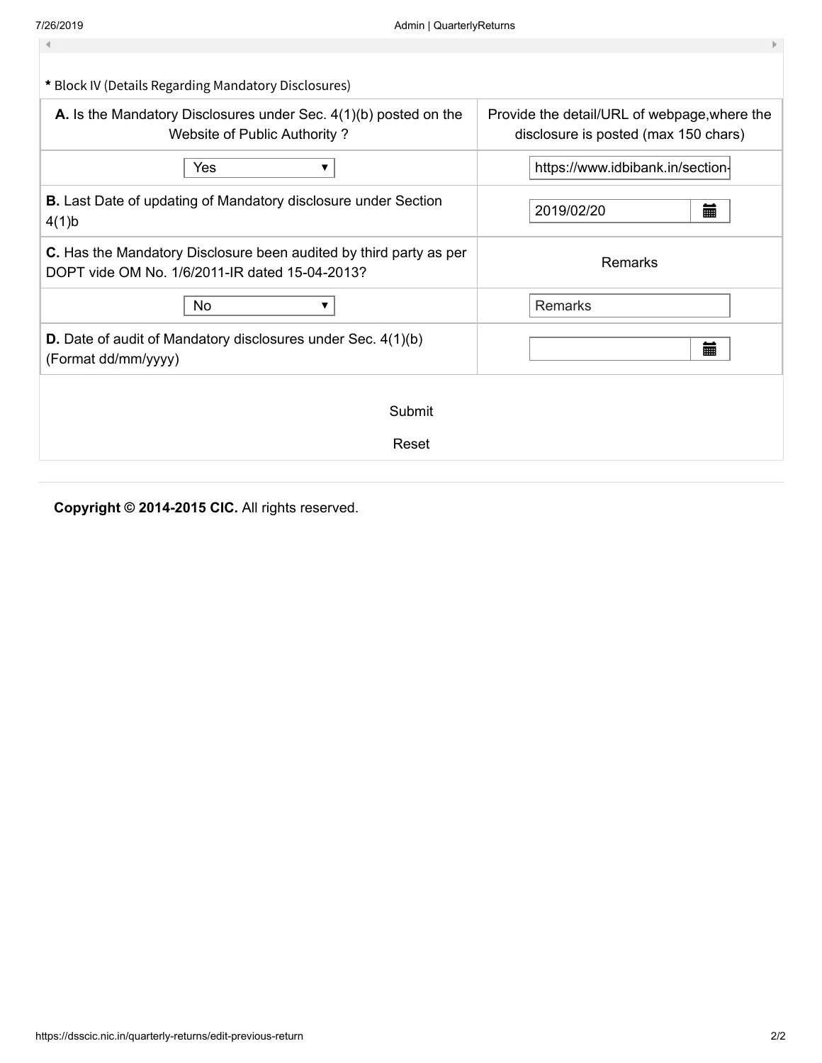* Block IV (Details Regarding Mandatory Disclosures)

| | |
|---|---|
| **A.** Is the Mandatory Disclosures under Sec. 4(1)(b) posted on the Website of Public Authority ? | Provide the detail/URL of webpage,where the disclosure is posted (max 150 chars) |
| Yes | https://www.idbibank.in/section- |
| **B.** Last Date of updating of Mandatory disclosure under Section 4(1)b | 2019/02/20 |
| **C.** Has the Mandatory Disclosure been audited by third party as per DOPT vide OM No. 1/6/2011-IR dated 15-04-2013? | Remarks |
| No | Remarks |
| **D.** Date of audit of Mandatory disclosures under Sec. 4(1)(b) (Format dd/mm/yyyy) | |

Submit

Reset

**Copyright © 2014-2015 CIC.** All rights reserved.